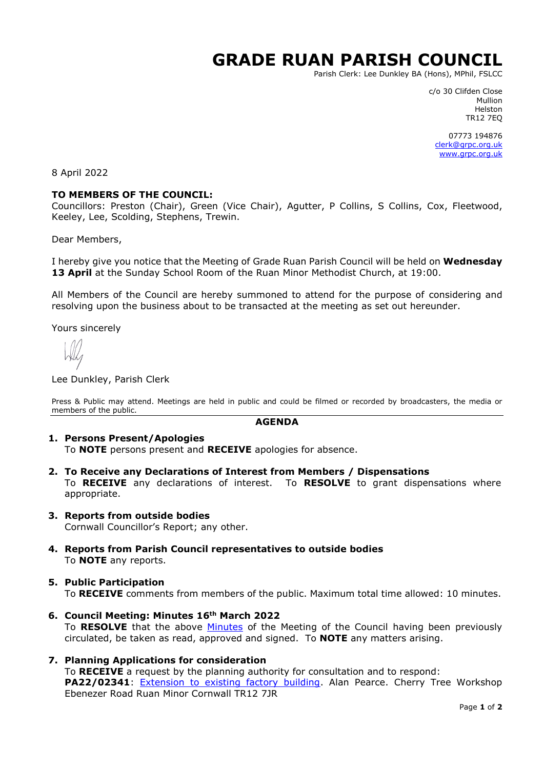# GRADE RUAN PARISH COUNCIL

Parish Clerk: Lee Dunkley BA (Hons), MPhil, FSLCC

c/o 30 Clifden Close
Mullion
Helston
TR12 7EQ

07773 194876
clerk@grpc.org.uk
www.grpc.org.uk

8 April 2022

**TO MEMBERS OF THE COUNCIL:**
Councillors: Preston (Chair), Green (Vice Chair), Agutter, P Collins, S Collins, Cox, Fleetwood, Keeley, Lee, Scolding, Stephens, Trewin.

Dear Members,

I hereby give you notice that the Meeting of Grade Ruan Parish Council will be held on **Wednesday 13 April** at the Sunday School Room of the Ruan Minor Methodist Church, at 19:00.

All Members of the Council are hereby summoned to attend for the purpose of considering and resolving upon the business about to be transacted at the meeting as set out hereunder.

Yours sincerely

Lee Dunkley, Parish Clerk

Press & Public may attend. Meetings are held in public and could be filmed or recorded by broadcasters, the media or members of the public.

---

## AGENDA

1. **Persons Present/Apologies**
   To **NOTE** persons present and **RECEIVE** apologies for absence.

2. **To Receive any Declarations of Interest from Members / Dispensations**
   To **RECEIVE** any declarations of interest. To **RESOLVE** to grant dispensations where appropriate.

3. **Reports from outside bodies**
   Cornwall Councillor's Report; any other.

4. **Reports from Parish Council representatives to outside bodies**
   To **NOTE** any reports.

5. **Public Participation**
   To **RECEIVE** comments from members of the public. Maximum total time allowed: 10 minutes.

6. **Council Meeting: Minutes 16th March 2022**
   To **RESOLVE** that the above Minutes of the Meeting of the Council having been previously circulated, be taken as read, approved and signed. To **NOTE** any matters arising.

7. **Planning Applications for consideration**
   To **RECEIVE** a request by the planning authority for consultation and to respond:
   **PA22/02341**: Extension to existing factory building. Alan Pearce. Cherry Tree Workshop Ebenezer Road Ruan Minor Cornwall TR12 7JR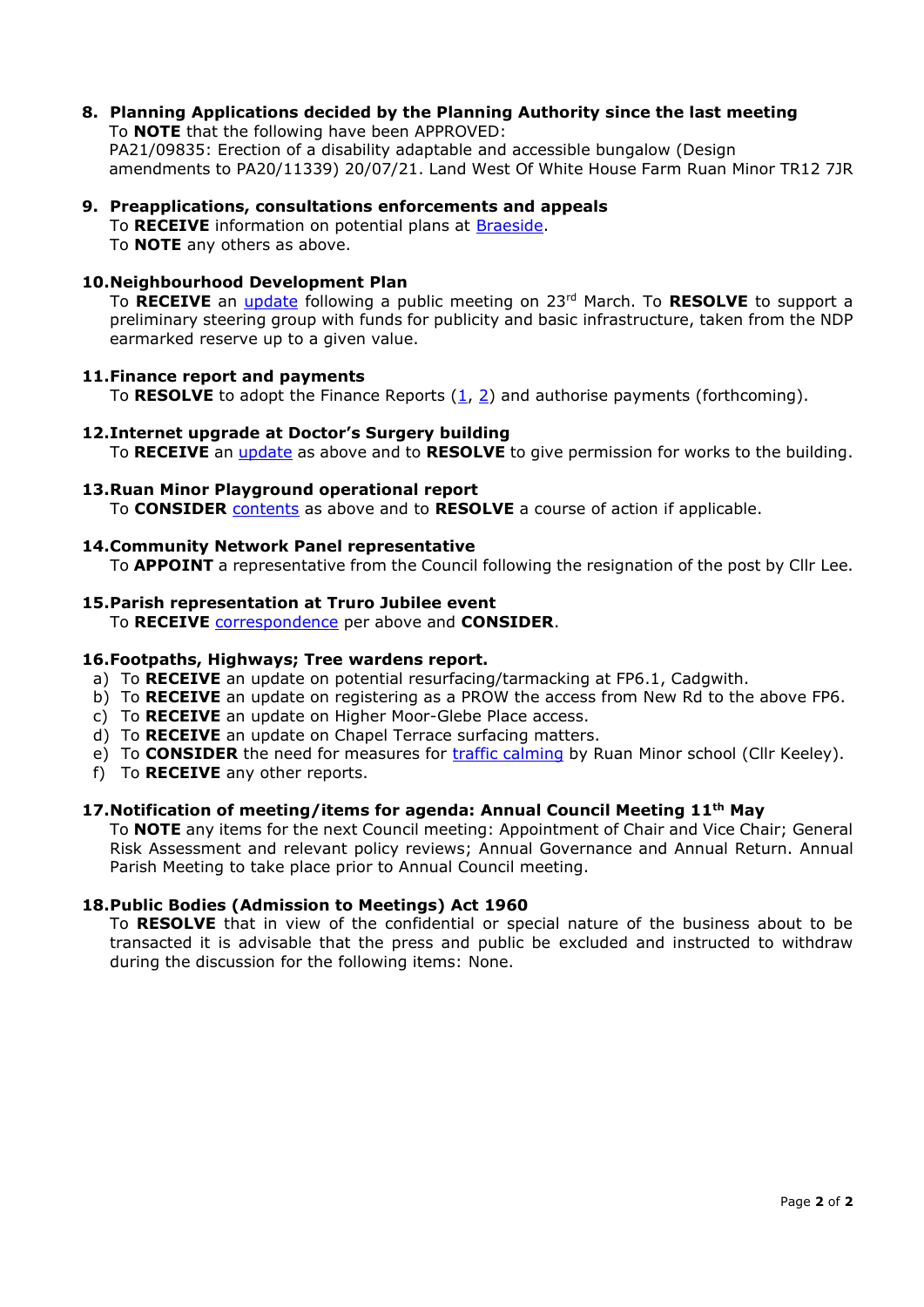8. **Planning Applications decided by the Planning Authority since the last meeting**
   To **NOTE** that the following have been APPROVED:
   PA21/09835: Erection of a disability adaptable and accessible bungalow (Design amendments to PA20/11339) 20/07/21. Land West Of White House Farm Ruan Minor TR12 7JR

9. **Preapplications, consultations enforcements and appeals**
   To **RECEIVE** information on potential plans at Braeside.
   To **NOTE** any others as above.

10. **Neighbourhood Development Plan**
    To **RECEIVE** an update following a public meeting on 23rd March. To **RESOLVE** to support a preliminary steering group with funds for publicity and basic infrastructure, taken from the NDP earmarked reserve up to a given value.

11. **Finance report and payments**
    To **RESOLVE** to adopt the Finance Reports (1, 2) and authorise payments (forthcoming).

12. **Internet upgrade at Doctor's Surgery building**
    To **RECEIVE** an update as above and to **RESOLVE** to give permission for works to the building.

13. **Ruan Minor Playground operational report**
    To **CONSIDER** contents as above and to **RESOLVE** a course of action if applicable.

14. **Community Network Panel representative**
    To **APPOINT** a representative from the Council following the resignation of the post by Cllr Lee.

15. **Parish representation at Truro Jubilee event**
    To **RECEIVE** correspondence per above and **CONSIDER**.

16. **Footpaths, Highways; Tree wardens report.**
    a) To **RECEIVE** an update on potential resurfacing/tarmacking at FP6.1, Cadgwith.
    b) To **RECEIVE** an update on registering as a PROW the access from New Rd to the above FP6.
    c) To **RECEIVE** an update on Higher Moor-Glebe Place access.
    d) To **RECEIVE** an update on Chapel Terrace surfacing matters.
    e) To **CONSIDER** the need for measures for traffic calming by Ruan Minor school (Cllr Keeley).
    f) To **RECEIVE** any other reports.

17. **Notification of meeting/items for agenda: Annual Council Meeting 11th May**
    To **NOTE** any items for the next Council meeting: Appointment of Chair and Vice Chair; General Risk Assessment and relevant policy reviews; Annual Governance and Annual Return. Annual Parish Meeting to take place prior to Annual Council meeting.

18. **Public Bodies (Admission to Meetings) Act 1960**
    To **RESOLVE** that in view of the confidential or special nature of the business about to be transacted it is advisable that the press and public be excluded and instructed to withdraw during the discussion for the following items: None.